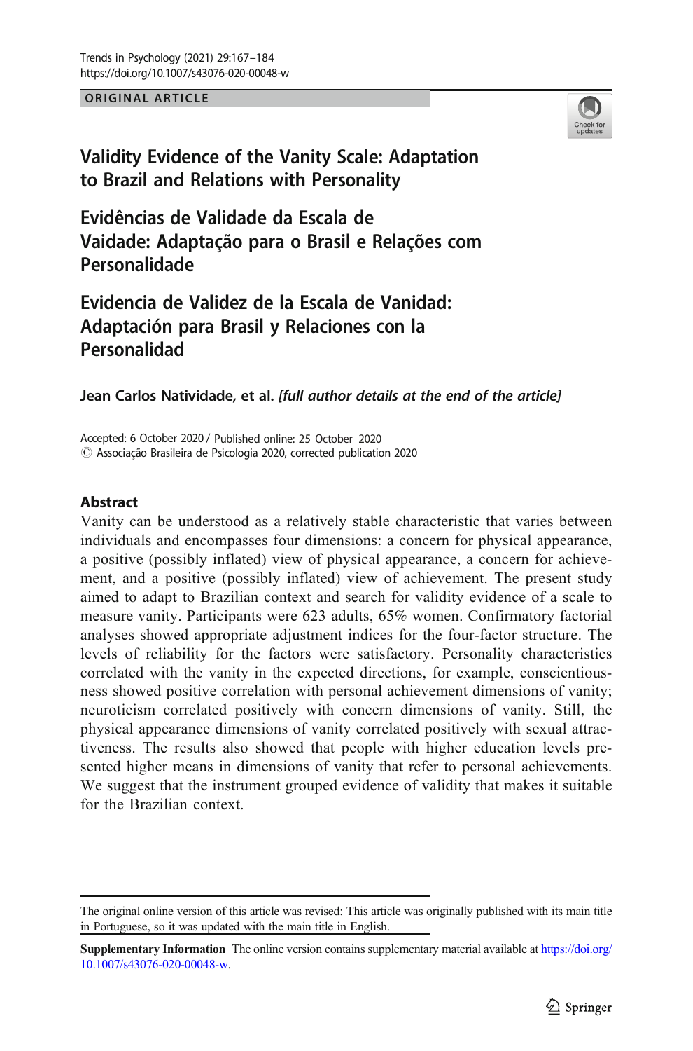ORIGINAL ARTICLE

# Validity Evidence of the Vanity Scale: Adaptation to Brazil and Relations with Personality

# Evidências de Validade da Escala de Vaidade: Adaptação para o Brasil e Relações com Personalidade

# Evidencia de Validez de la Escala de Vanidad: Adaptación para Brasil y Relaciones con la Personalidad

**Jean Carlos Natividade, et al.** *[full author details at the end of the article]*

Accepted: 6 October 2020 / Published online: 25 October 2020
© Associação Brasileira de Psicologia 2020, corrected publication 2020

## Abstract

Vanity can be understood as a relatively stable characteristic that varies between individuals and encompasses four dimensions: a concern for physical appearance, a positive (possibly inflated) view of physical appearance, a concern for achievement, and a positive (possibly inflated) view of achievement. The present study aimed to adapt to Brazilian context and search for validity evidence of a scale to measure vanity. Participants were 623 adults, 65% women. Confirmatory factorial analyses showed appropriate adjustment indices for the four-factor structure. The levels of reliability for the factors were satisfactory. Personality characteristics correlated with the vanity in the expected directions, for example, conscientiousness showed positive correlation with personal achievement dimensions of vanity; neuroticism correlated positively with concern dimensions of vanity. Still, the physical appearance dimensions of vanity correlated positively with sexual attractiveness. The results also showed that people with higher education levels presented higher means in dimensions of vanity that refer to personal achievements. We suggest that the instrument grouped evidence of validity that makes it suitable for the Brazilian context.

---

The original online version of this article was revised: This article was originally published with its main title in Portuguese, so it was updated with the main title in English.

**Supplementary Information** The online version contains supplementary material available at https://doi.org/10.1007/s43076-020-00048-w.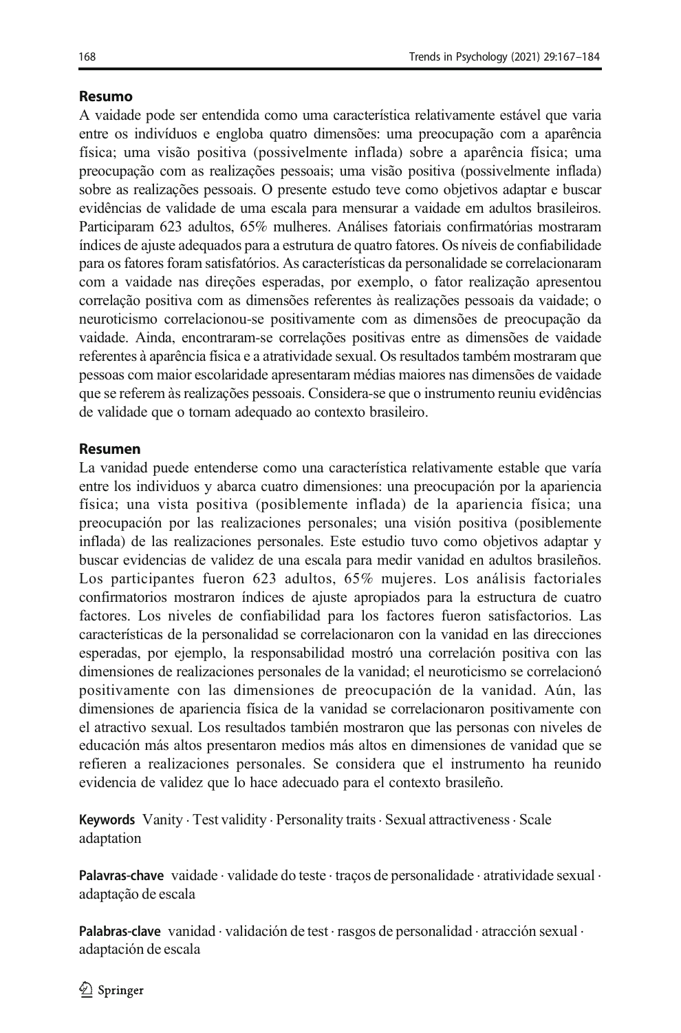## Resumo

A vaidade pode ser entendida como uma característica relativamente estável que varia entre os indivíduos e engloba quatro dimensões: uma preocupação com a aparência física; uma visão positiva (possivelmente inflada) sobre a aparência física; uma preocupação com as realizações pessoais; uma visão positiva (possivelmente inflada) sobre as realizações pessoais. O presente estudo teve como objetivos adaptar e buscar evidências de validade de uma escala para mensurar a vaidade em adultos brasileiros. Participaram 623 adultos, 65% mulheres. Análises fatoriais confirmatórias mostraram índices de ajuste adequados para a estrutura de quatro fatores. Os níveis de confiabilidade para os fatores foram satisfatórios. As características da personalidade se correlacionaram com a vaidade nas direções esperadas, por exemplo, o fator realização apresentou correlação positiva com as dimensões referentes às realizações pessoais da vaidade; o neuroticismo correlacionou-se positivamente com as dimensões de preocupação da vaidade. Ainda, encontraram-se correlações positivas entre as dimensões de vaidade referentes à aparência física e a atratividade sexual. Os resultados também mostraram que pessoas com maior escolaridade apresentaram médias maiores nas dimensões de vaidade que se referem às realizações pessoais. Considera-se que o instrumento reuniu evidências de validade que o tornam adequado ao contexto brasileiro.

## Resumen

La vanidad puede entenderse como una característica relativamente estable que varía entre los individuos y abarca cuatro dimensiones: una preocupación por la apariencia física; una vista positiva (posiblemente inflada) de la apariencia física; una preocupación por las realizaciones personales; una visión positiva (posiblemente inflada) de las realizaciones personales. Este estudio tuvo como objetivos adaptar y buscar evidencias de validez de una escala para medir vanidad en adultos brasileños. Los participantes fueron 623 adultos, 65% mujeres. Los análisis factoriales confirmatorios mostraron índices de ajuste apropiados para la estructura de cuatro factores. Los niveles de confiabilidad para los factores fueron satisfactorios. Las características de la personalidad se correlacionaron con la vanidad en las direcciones esperadas, por ejemplo, la responsabilidad mostró una correlación positiva con las dimensiones de realizaciones personales de la vanidad; el neuroticismo se correlacionó positivamente con las dimensiones de preocupación de la vanidad. Aún, las dimensiones de apariencia física de la vanidad se correlacionaron positivamente con el atractivo sexual. Los resultados también mostraron que las personas con niveles de educación más altos presentaron medios más altos en dimensiones de vanidad que se refieren a realizaciones personales. Se considera que el instrumento ha reunido evidencia de validez que lo hace adecuado para el contexto brasileño.

**Keywords** Vanity · Test validity · Personality traits · Sexual attractiveness · Scale adaptation

**Palavras-chave** vaidade · validade do teste · traços de personalidade · atratividade sexual · adaptação de escala

**Palabras-clave** vanidad · validación de test · rasgos de personalidad · atracción sexual · adaptación de escala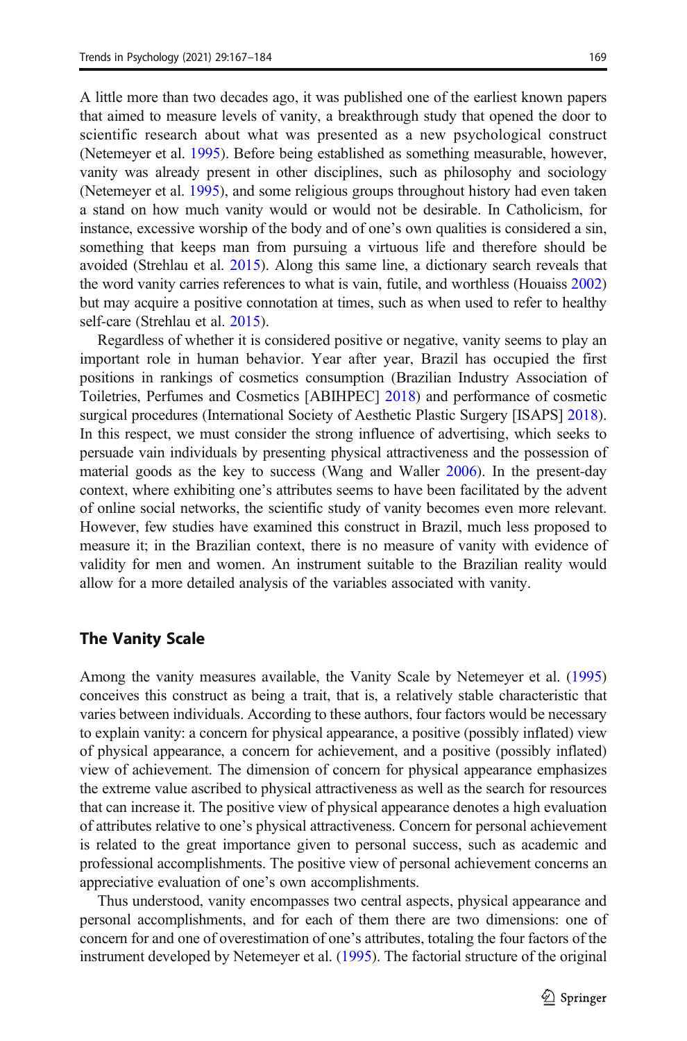A little more than two decades ago, it was published one of the earliest known papers that aimed to measure levels of vanity, a breakthrough study that opened the door to scientific research about what was presented as a new psychological construct (Netemeyer et al. 1995). Before being established as something measurable, however, vanity was already present in other disciplines, such as philosophy and sociology (Netemeyer et al. 1995), and some religious groups throughout history had even taken a stand on how much vanity would or would not be desirable. In Catholicism, for instance, excessive worship of the body and of one's own qualities is considered a sin, something that keeps man from pursuing a virtuous life and therefore should be avoided (Strehlau et al. 2015). Along this same line, a dictionary search reveals that the word vanity carries references to what is vain, futile, and worthless (Houaiss 2002) but may acquire a positive connotation at times, such as when used to refer to healthy self-care (Strehlau et al. 2015).

Regardless of whether it is considered positive or negative, vanity seems to play an important role in human behavior. Year after year, Brazil has occupied the first positions in rankings of cosmetics consumption (Brazilian Industry Association of Toiletries, Perfumes and Cosmetics [ABIHPEC] 2018) and performance of cosmetic surgical procedures (International Society of Aesthetic Plastic Surgery [ISAPS] 2018). In this respect, we must consider the strong influence of advertising, which seeks to persuade vain individuals by presenting physical attractiveness and the possession of material goods as the key to success (Wang and Waller 2006). In the present-day context, where exhibiting one's attributes seems to have been facilitated by the advent of online social networks, the scientific study of vanity becomes even more relevant. However, few studies have examined this construct in Brazil, much less proposed to measure it; in the Brazilian context, there is no measure of vanity with evidence of validity for men and women. An instrument suitable to the Brazilian reality would allow for a more detailed analysis of the variables associated with vanity.

## The Vanity Scale

Among the vanity measures available, the Vanity Scale by Netemeyer et al. (1995) conceives this construct as being a trait, that is, a relatively stable characteristic that varies between individuals. According to these authors, four factors would be necessary to explain vanity: a concern for physical appearance, a positive (possibly inflated) view of physical appearance, a concern for achievement, and a positive (possibly inflated) view of achievement. The dimension of concern for physical appearance emphasizes the extreme value ascribed to physical attractiveness as well as the search for resources that can increase it. The positive view of physical appearance denotes a high evaluation of attributes relative to one's physical attractiveness. Concern for personal achievement is related to the great importance given to personal success, such as academic and professional accomplishments. The positive view of personal achievement concerns an appreciative evaluation of one's own accomplishments.

Thus understood, vanity encompasses two central aspects, physical appearance and personal accomplishments, and for each of them there are two dimensions: one of concern for and one of overestimation of one's attributes, totaling the four factors of the instrument developed by Netemeyer et al. (1995). The factorial structure of the original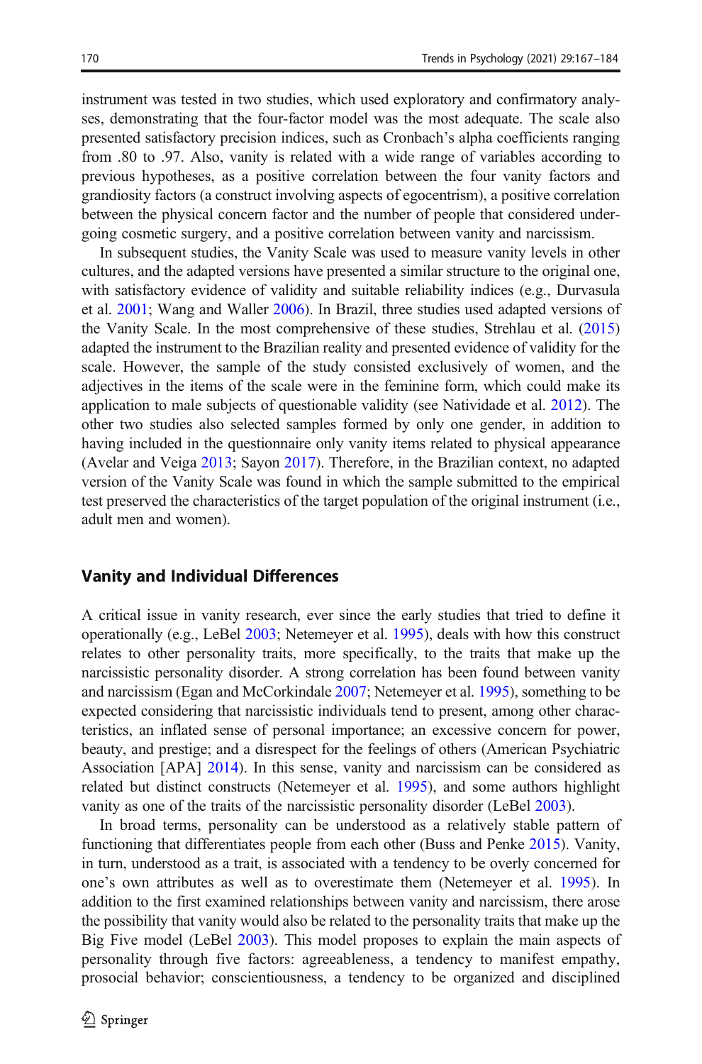instrument was tested in two studies, which used exploratory and confirmatory analyses, demonstrating that the four-factor model was the most adequate. The scale also presented satisfactory precision indices, such as Cronbach's alpha coefficients ranging from .80 to .97. Also, vanity is related with a wide range of variables according to previous hypotheses, as a positive correlation between the four vanity factors and grandiosity factors (a construct involving aspects of egocentrism), a positive correlation between the physical concern factor and the number of people that considered undergoing cosmetic surgery, and a positive correlation between vanity and narcissism.

In subsequent studies, the Vanity Scale was used to measure vanity levels in other cultures, and the adapted versions have presented a similar structure to the original one, with satisfactory evidence of validity and suitable reliability indices (e.g., Durvasula et al. 2001; Wang and Waller 2006). In Brazil, three studies used adapted versions of the Vanity Scale. In the most comprehensive of these studies, Strehlau et al. (2015) adapted the instrument to the Brazilian reality and presented evidence of validity for the scale. However, the sample of the study consisted exclusively of women, and the adjectives in the items of the scale were in the feminine form, which could make its application to male subjects of questionable validity (see Natividade et al. 2012). The other two studies also selected samples formed by only one gender, in addition to having included in the questionnaire only vanity items related to physical appearance (Avelar and Veiga 2013; Sayon 2017). Therefore, in the Brazilian context, no adapted version of the Vanity Scale was found in which the sample submitted to the empirical test preserved the characteristics of the target population of the original instrument (i.e., adult men and women).

## Vanity and Individual Differences

A critical issue in vanity research, ever since the early studies that tried to define it operationally (e.g., LeBel 2003; Netemeyer et al. 1995), deals with how this construct relates to other personality traits, more specifically, to the traits that make up the narcissistic personality disorder. A strong correlation has been found between vanity and narcissism (Egan and McCorkindale 2007; Netemeyer et al. 1995), something to be expected considering that narcissistic individuals tend to present, among other characteristics, an inflated sense of personal importance; an excessive concern for power, beauty, and prestige; and a disrespect for the feelings of others (American Psychiatric Association [APA] 2014). In this sense, vanity and narcissism can be considered as related but distinct constructs (Netemeyer et al. 1995), and some authors highlight vanity as one of the traits of the narcissistic personality disorder (LeBel 2003).

In broad terms, personality can be understood as a relatively stable pattern of functioning that differentiates people from each other (Buss and Penke 2015). Vanity, in turn, understood as a trait, is associated with a tendency to be overly concerned for one's own attributes as well as to overestimate them (Netemeyer et al. 1995). In addition to the first examined relationships between vanity and narcissism, there arose the possibility that vanity would also be related to the personality traits that make up the Big Five model (LeBel 2003). This model proposes to explain the main aspects of personality through five factors: agreeableness, a tendency to manifest empathy, prosocial behavior; conscientiousness, a tendency to be organized and disciplined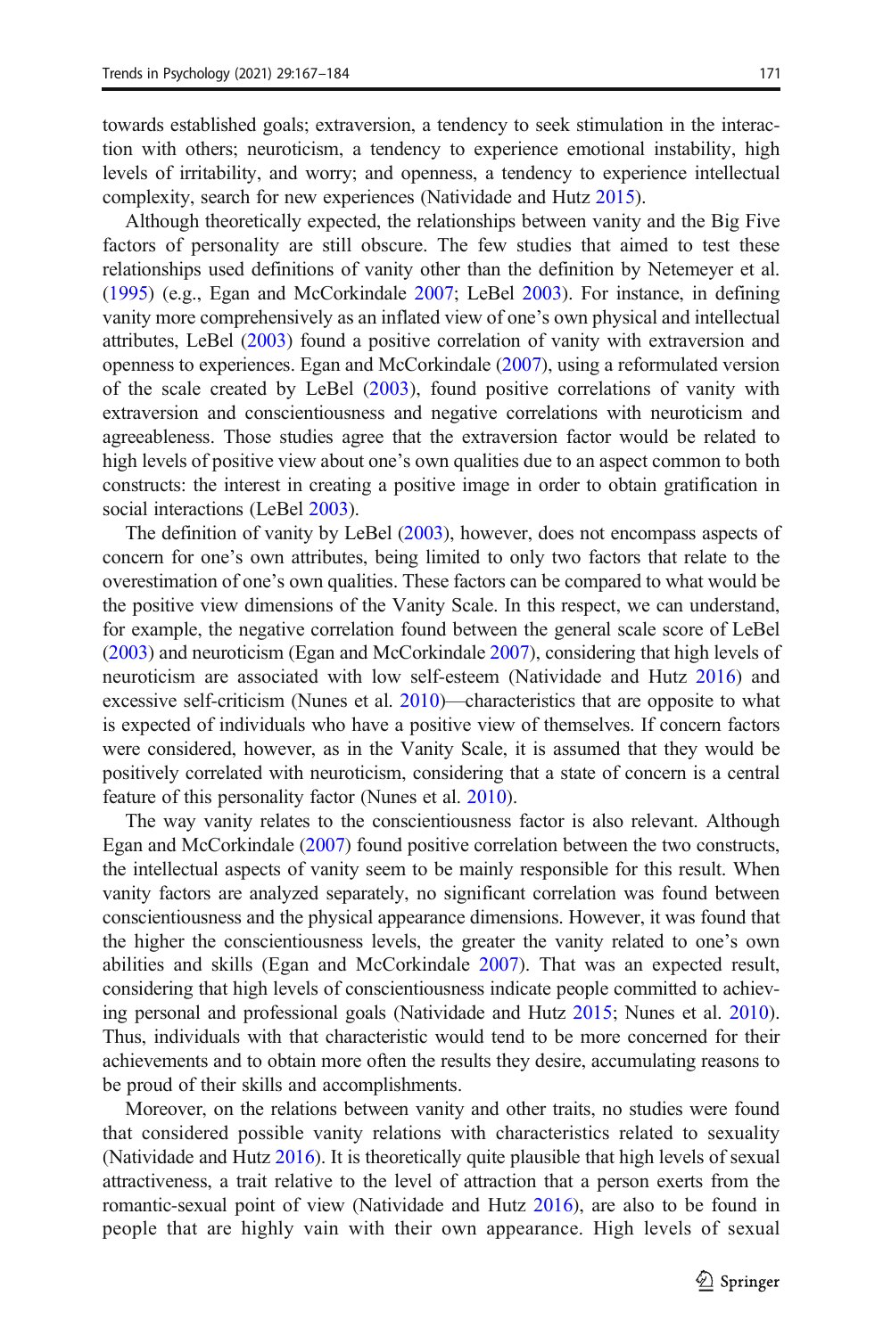towards established goals; extraversion, a tendency to seek stimulation in the interaction with others; neuroticism, a tendency to experience emotional instability, high levels of irritability, and worry; and openness, a tendency to experience intellectual complexity, search for new experiences (Natividade and Hutz 2015).

Although theoretically expected, the relationships between vanity and the Big Five factors of personality are still obscure. The few studies that aimed to test these relationships used definitions of vanity other than the definition by Netemeyer et al. (1995) (e.g., Egan and McCorkindale 2007; LeBel 2003). For instance, in defining vanity more comprehensively as an inflated view of one's own physical and intellectual attributes, LeBel (2003) found a positive correlation of vanity with extraversion and openness to experiences. Egan and McCorkindale (2007), using a reformulated version of the scale created by LeBel (2003), found positive correlations of vanity with extraversion and conscientiousness and negative correlations with neuroticism and agreeableness. Those studies agree that the extraversion factor would be related to high levels of positive view about one's own qualities due to an aspect common to both constructs: the interest in creating a positive image in order to obtain gratification in social interactions (LeBel 2003).

The definition of vanity by LeBel (2003), however, does not encompass aspects of concern for one's own attributes, being limited to only two factors that relate to the overestimation of one's own qualities. These factors can be compared to what would be the positive view dimensions of the Vanity Scale. In this respect, we can understand, for example, the negative correlation found between the general scale score of LeBel (2003) and neuroticism (Egan and McCorkindale 2007), considering that high levels of neuroticism are associated with low self-esteem (Natividade and Hutz 2016) and excessive self-criticism (Nunes et al. 2010)—characteristics that are opposite to what is expected of individuals who have a positive view of themselves. If concern factors were considered, however, as in the Vanity Scale, it is assumed that they would be positively correlated with neuroticism, considering that a state of concern is a central feature of this personality factor (Nunes et al. 2010).

The way vanity relates to the conscientiousness factor is also relevant. Although Egan and McCorkindale (2007) found positive correlation between the two constructs, the intellectual aspects of vanity seem to be mainly responsible for this result. When vanity factors are analyzed separately, no significant correlation was found between conscientiousness and the physical appearance dimensions. However, it was found that the higher the conscientiousness levels, the greater the vanity related to one's own abilities and skills (Egan and McCorkindale 2007). That was an expected result, considering that high levels of conscientiousness indicate people committed to achieving personal and professional goals (Natividade and Hutz 2015; Nunes et al. 2010). Thus, individuals with that characteristic would tend to be more concerned for their achievements and to obtain more often the results they desire, accumulating reasons to be proud of their skills and accomplishments.

Moreover, on the relations between vanity and other traits, no studies were found that considered possible vanity relations with characteristics related to sexuality (Natividade and Hutz 2016). It is theoretically quite plausible that high levels of sexual attractiveness, a trait relative to the level of attraction that a person exerts from the romantic-sexual point of view (Natividade and Hutz 2016), are also to be found in people that are highly vain with their own appearance. High levels of sexual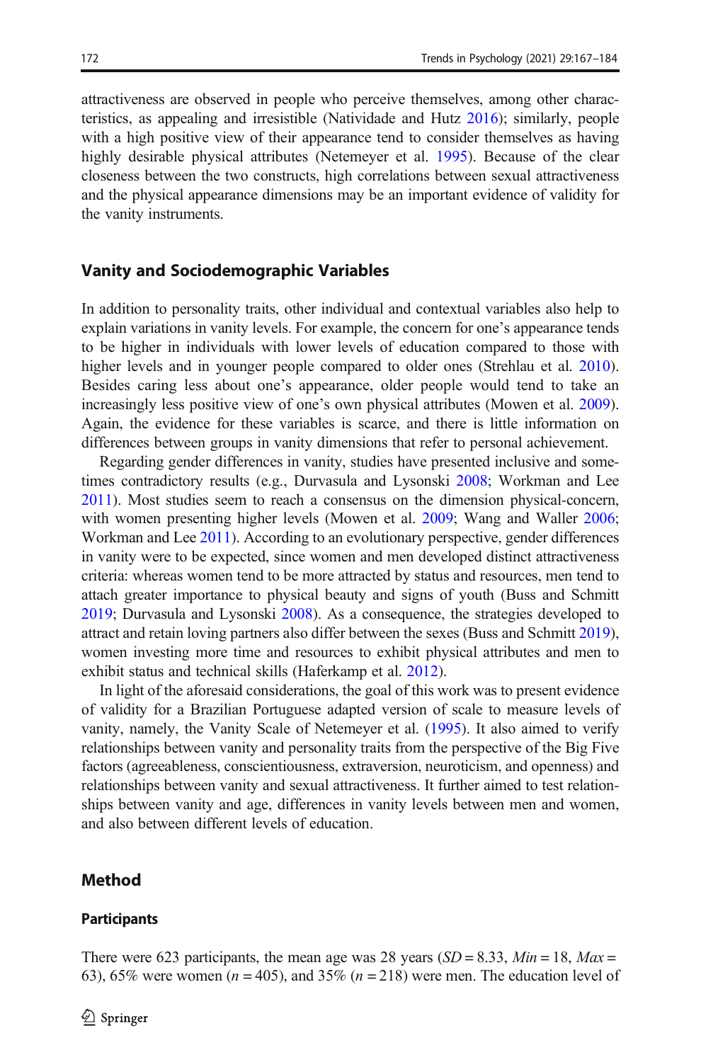attractiveness are observed in people who perceive themselves, among other characteristics, as appealing and irresistible (Natividade and Hutz 2016); similarly, people with a high positive view of their appearance tend to consider themselves as having highly desirable physical attributes (Netemeyer et al. 1995). Because of the clear closeness between the two constructs, high correlations between sexual attractiveness and the physical appearance dimensions may be an important evidence of validity for the vanity instruments.

## Vanity and Sociodemographic Variables

In addition to personality traits, other individual and contextual variables also help to explain variations in vanity levels. For example, the concern for one's appearance tends to be higher in individuals with lower levels of education compared to those with higher levels and in younger people compared to older ones (Strehlau et al. 2010). Besides caring less about one's appearance, older people would tend to take an increasingly less positive view of one's own physical attributes (Mowen et al. 2009). Again, the evidence for these variables is scarce, and there is little information on differences between groups in vanity dimensions that refer to personal achievement.

Regarding gender differences in vanity, studies have presented inclusive and sometimes contradictory results (e.g., Durvasula and Lysonski 2008; Workman and Lee 2011). Most studies seem to reach a consensus on the dimension physical-concern, with women presenting higher levels (Mowen et al. 2009; Wang and Waller 2006; Workman and Lee 2011). According to an evolutionary perspective, gender differences in vanity were to be expected, since women and men developed distinct attractiveness criteria: whereas women tend to be more attracted by status and resources, men tend to attach greater importance to physical beauty and signs of youth (Buss and Schmitt 2019; Durvasula and Lysonski 2008). As a consequence, the strategies developed to attract and retain loving partners also differ between the sexes (Buss and Schmitt 2019), women investing more time and resources to exhibit physical attributes and men to exhibit status and technical skills (Haferkamp et al. 2012).

In light of the aforesaid considerations, the goal of this work was to present evidence of validity for a Brazilian Portuguese adapted version of scale to measure levels of vanity, namely, the Vanity Scale of Netemeyer et al. (1995). It also aimed to verify relationships between vanity and personality traits from the perspective of the Big Five factors (agreeableness, conscientiousness, extraversion, neuroticism, and openness) and relationships between vanity and sexual attractiveness. It further aimed to test relationships between vanity and age, differences in vanity levels between men and women, and also between different levels of education.

## Method

### Participants

There were 623 participants, the mean age was 28 years ($SD = 8.33$, $Min = 18$, $Max = 63$), 65% were women ($n = 405$), and 35% ($n = 218$) were men. The education level of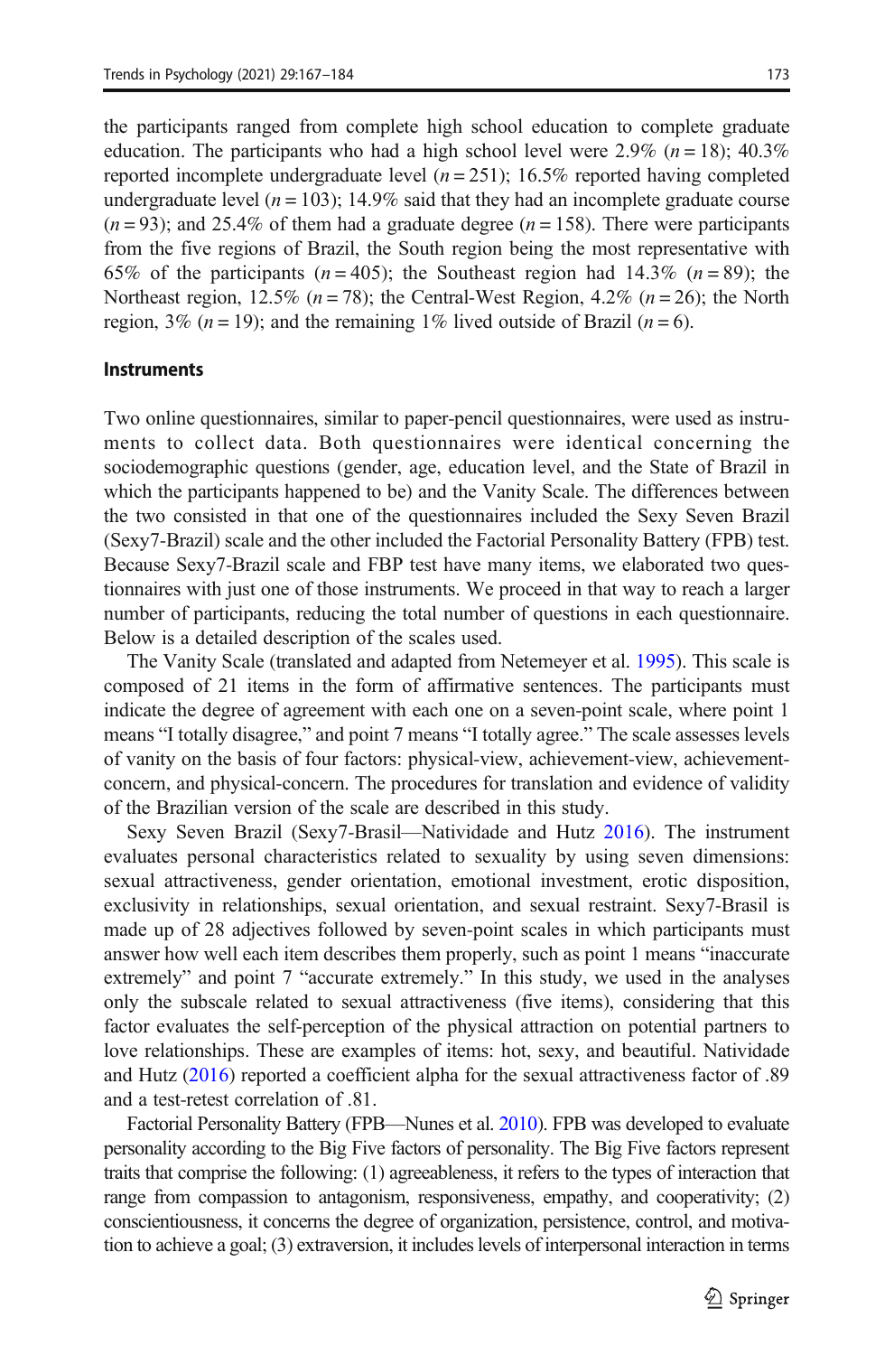the participants ranged from complete high school education to complete graduate education. The participants who had a high school level were 2.9% ($n = 18$); 40.3% reported incomplete undergraduate level ($n = 251$); 16.5% reported having completed undergraduate level ($n = 103$); 14.9% said that they had an incomplete graduate course ($n = 93$); and 25.4% of them had a graduate degree ($n = 158$). There were participants from the five regions of Brazil, the South region being the most representative with 65% of the participants ($n = 405$); the Southeast region had 14.3% ($n = 89$); the Northeast region, 12.5% ($n = 78$); the Central-West Region, 4.2% ($n = 26$); the North region, 3% ($n = 19$); and the remaining 1% lived outside of Brazil ($n = 6$).

### Instruments

Two online questionnaires, similar to paper-pencil questionnaires, were used as instruments to collect data. Both questionnaires were identical concerning the sociodemographic questions (gender, age, education level, and the State of Brazil in which the participants happened to be) and the Vanity Scale. The differences between the two consisted in that one of the questionnaires included the Sexy Seven Brazil (Sexy7-Brazil) scale and the other included the Factorial Personality Battery (FPB) test. Because Sexy7-Brazil scale and FBP test have many items, we elaborated two questionnaires with just one of those instruments. We proceed in that way to reach a larger number of participants, reducing the total number of questions in each questionnaire. Below is a detailed description of the scales used.

The Vanity Scale (translated and adapted from Netemeyer et al. 1995). This scale is composed of 21 items in the form of affirmative sentences. The participants must indicate the degree of agreement with each one on a seven-point scale, where point 1 means "I totally disagree," and point 7 means "I totally agree." The scale assesses levels of vanity on the basis of four factors: physical-view, achievement-view, achievement-concern, and physical-concern. The procedures for translation and evidence of validity of the Brazilian version of the scale are described in this study.

Sexy Seven Brazil (Sexy7-Brasil—Natividade and Hutz 2016). The instrument evaluates personal characteristics related to sexuality by using seven dimensions: sexual attractiveness, gender orientation, emotional investment, erotic disposition, exclusivity in relationships, sexual orientation, and sexual restraint. Sexy7-Brasil is made up of 28 adjectives followed by seven-point scales in which participants must answer how well each item describes them properly, such as point 1 means "inaccurate extremely" and point 7 "accurate extremely." In this study, we used in the analyses only the subscale related to sexual attractiveness (five items), considering that this factor evaluates the self-perception of the physical attraction on potential partners to love relationships. These are examples of items: hot, sexy, and beautiful. Natividade and Hutz (2016) reported a coefficient alpha for the sexual attractiveness factor of .89 and a test-retest correlation of .81.

Factorial Personality Battery (FPB—Nunes et al. 2010). FPB was developed to evaluate personality according to the Big Five factors of personality. The Big Five factors represent traits that comprise the following: (1) agreeableness, it refers to the types of interaction that range from compassion to antagonism, responsiveness, empathy, and cooperativity; (2) conscientiousness, it concerns the degree of organization, persistence, control, and motivation to achieve a goal; (3) extraversion, it includes levels of interpersonal interaction in terms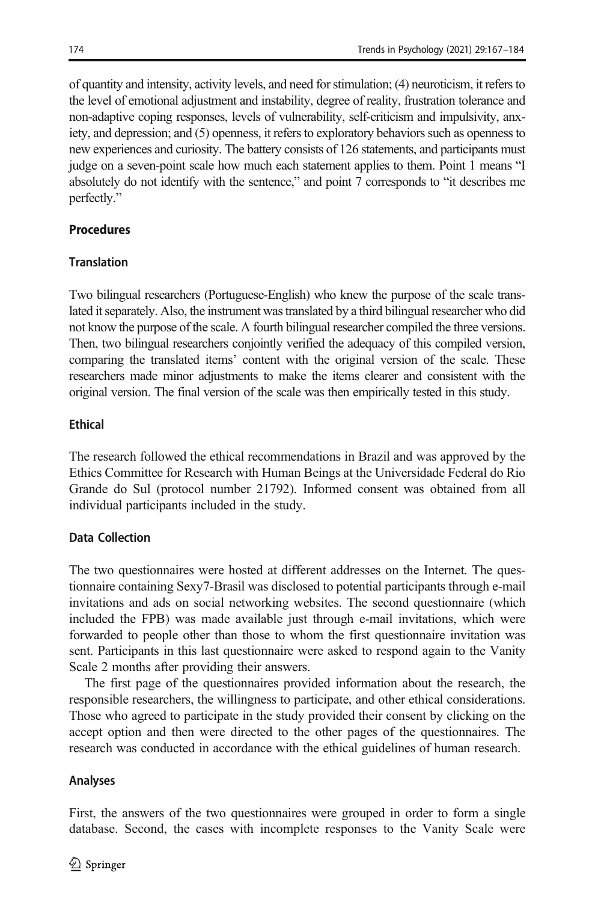of quantity and intensity, activity levels, and need for stimulation; (4) neuroticism, it refers to the level of emotional adjustment and instability, degree of reality, frustration tolerance and non-adaptive coping responses, levels of vulnerability, self-criticism and impulsivity, anxiety, and depression; and (5) openness, it refers to exploratory behaviors such as openness to new experiences and curiosity. The battery consists of 126 statements, and participants must judge on a seven-point scale how much each statement applies to them. Point 1 means "I absolutely do not identify with the sentence," and point 7 corresponds to "it describes me perfectly."

## Procedures

### Translation

Two bilingual researchers (Portuguese-English) who knew the purpose of the scale translated it separately. Also, the instrument was translated by a third bilingual researcher who did not know the purpose of the scale. A fourth bilingual researcher compiled the three versions. Then, two bilingual researchers conjointly verified the adequacy of this compiled version, comparing the translated items' content with the original version of the scale. These researchers made minor adjustments to make the items clearer and consistent with the original version. The final version of the scale was then empirically tested in this study.

### Ethical

The research followed the ethical recommendations in Brazil and was approved by the Ethics Committee for Research with Human Beings at the Universidade Federal do Rio Grande do Sul (protocol number 21792). Informed consent was obtained from all individual participants included in the study.

### Data Collection

The two questionnaires were hosted at different addresses on the Internet. The questionnaire containing Sexy7-Brasil was disclosed to potential participants through e-mail invitations and ads on social networking websites. The second questionnaire (which included the FPB) was made available just through e-mail invitations, which were forwarded to people other than those to whom the first questionnaire invitation was sent. Participants in this last questionnaire were asked to respond again to the Vanity Scale 2 months after providing their answers.

The first page of the questionnaires provided information about the research, the responsible researchers, the willingness to participate, and other ethical considerations. Those who agreed to participate in the study provided their consent by clicking on the accept option and then were directed to the other pages of the questionnaires. The research was conducted in accordance with the ethical guidelines of human research.

### Analyses

First, the answers of the two questionnaires were grouped in order to form a single database. Second, the cases with incomplete responses to the Vanity Scale were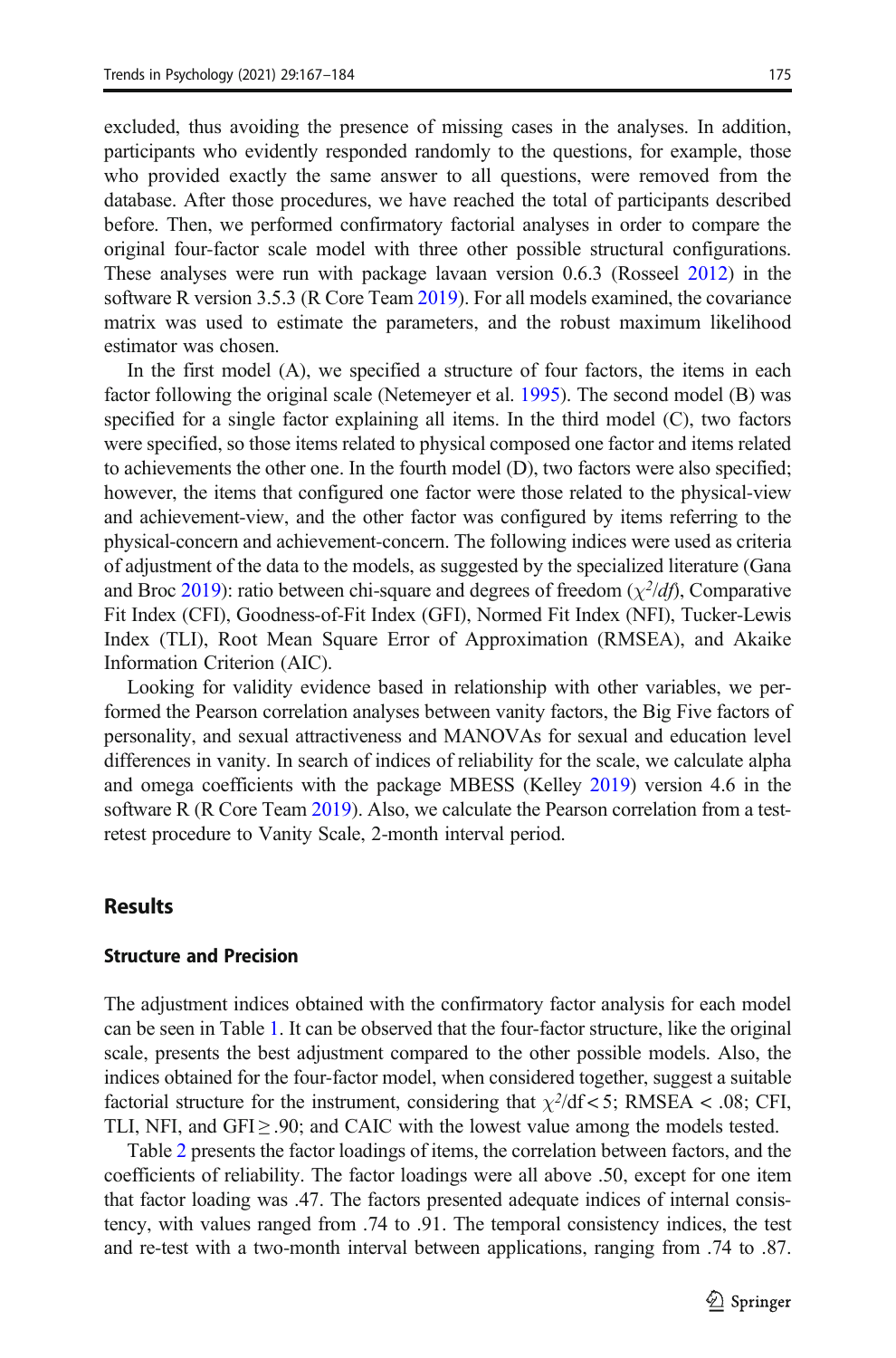excluded, thus avoiding the presence of missing cases in the analyses. In addition, participants who evidently responded randomly to the questions, for example, those who provided exactly the same answer to all questions, were removed from the database. After those procedures, we have reached the total of participants described before. Then, we performed confirmatory factorial analyses in order to compare the original four-factor scale model with three other possible structural configurations. These analyses were run with package lavaan version 0.6.3 (Rosseel 2012) in the software R version 3.5.3 (R Core Team 2019). For all models examined, the covariance matrix was used to estimate the parameters, and the robust maximum likelihood estimator was chosen.

In the first model (A), we specified a structure of four factors, the items in each factor following the original scale (Netemeyer et al. 1995). The second model (B) was specified for a single factor explaining all items. In the third model (C), two factors were specified, so those items related to physical composed one factor and items related to achievements the other one. In the fourth model (D), two factors were also specified; however, the items that configured one factor were those related to the physical-view and achievement-view, and the other factor was configured by items referring to the physical-concern and achievement-concern. The following indices were used as criteria of adjustment of the data to the models, as suggested by the specialized literature (Gana and Broc 2019): ratio between chi-square and degrees of freedom ($\chi^2/df$), Comparative Fit Index (CFI), Goodness-of-Fit Index (GFI), Normed Fit Index (NFI), Tucker-Lewis Index (TLI), Root Mean Square Error of Approximation (RMSEA), and Akaike Information Criterion (AIC).

Looking for validity evidence based in relationship with other variables, we performed the Pearson correlation analyses between vanity factors, the Big Five factors of personality, and sexual attractiveness and MANOVAs for sexual and education level differences in vanity. In search of indices of reliability for the scale, we calculate alpha and omega coefficients with the package MBESS (Kelley 2019) version 4.6 in the software R (R Core Team 2019). Also, we calculate the Pearson correlation from a test-retest procedure to Vanity Scale, 2-month interval period.

## Results

### Structure and Precision

The adjustment indices obtained with the confirmatory factor analysis for each model can be seen in Table 1. It can be observed that the four-factor structure, like the original scale, presents the best adjustment compared to the other possible models. Also, the indices obtained for the four-factor model, when considered together, suggest a suitable factorial structure for the instrument, considering that $\chi^2/\text{df} < 5$; RMSEA $< .08$; CFI, TLI, NFI, and GFI $\geq .90$; and CAIC with the lowest value among the models tested.

Table 2 presents the factor loadings of items, the correlation between factors, and the coefficients of reliability. The factor loadings were all above .50, except for one item that factor loading was .47. The factors presented adequate indices of internal consistency, with values ranged from .74 to .91. The temporal consistency indices, the test and re-test with a two-month interval between applications, ranging from .74 to .87.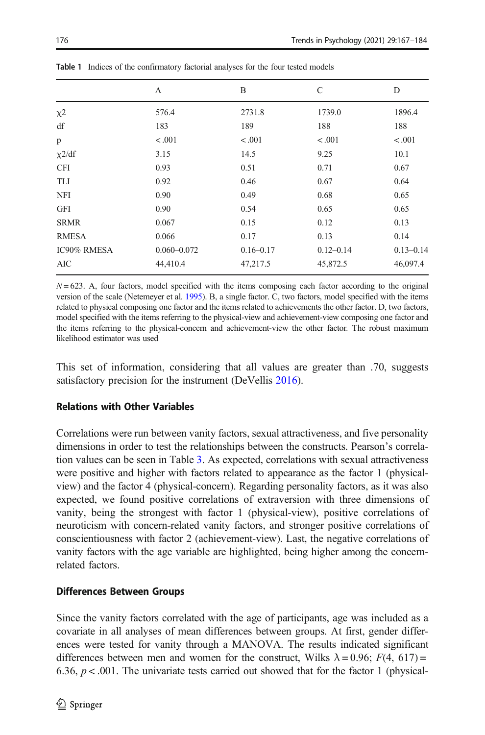**Table 1** Indices of the confirmatory factorial analyses for the four tested models

| | A | B | C | D |
|---|---|---|---|---|
| $\chi2$ | 576.4 | 2731.8 | 1739.0 | 1896.4 |
| df | 183 | 189 | 188 | 188 |
| p | < .001 | < .001 | < .001 | < .001 |
| $\chi2$/df | 3.15 | 14.5 | 9.25 | 10.1 |
| CFI | 0.93 | 0.51 | 0.71 | 0.67 |
| TLI | 0.92 | 0.46 | 0.67 | 0.64 |
| NFI | 0.90 | 0.49 | 0.68 | 0.65 |
| GFI | 0.90 | 0.54 | 0.65 | 0.65 |
| SRMR | 0.067 | 0.15 | 0.12 | 0.13 |
| RMESA | 0.066 | 0.17 | 0.13 | 0.14 |
| IC90% RMESA | 0.060–0.072 | 0.16–0.17 | 0.12–0.14 | 0.13–0.14 |
| AIC | 44,410.4 | 47,217.5 | 45,872.5 | 46,097.4 |

$N = 623$. A, four factors, model specified with the items composing each factor according to the original version of the scale (Netemeyer et al. 1995). B, a single factor. C, two factors, model specified with the items related to physical composing one factor and the items related to achievements the other factor. D, two factors, model specified with the items referring to the physical-view and achievement-view composing one factor and the items referring to the physical-concern and achievement-view the other factor. The robust maximum likelihood estimator was used

This set of information, considering that all values are greater than .70, suggests satisfactory precision for the instrument (DeVellis 2016).

### Relations with Other Variables

Correlations were run between vanity factors, sexual attractiveness, and five personality dimensions in order to test the relationships between the constructs. Pearson's correlation values can be seen in Table 3. As expected, correlations with sexual attractiveness were positive and higher with factors related to appearance as the factor 1 (physical-view) and the factor 4 (physical-concern). Regarding personality factors, as it was also expected, we found positive correlations of extraversion with three dimensions of vanity, being the strongest with factor 1 (physical-view), positive correlations of neuroticism with concern-related vanity factors, and stronger positive correlations of conscientiousness with factor 2 (achievement-view). Last, the negative correlations of vanity factors with the age variable are highlighted, being higher among the concern-related factors.

### Differences Between Groups

Since the vanity factors correlated with the age of participants, age was included as a covariate in all analyses of mean differences between groups. At first, gender differences were tested for vanity through a MANOVA. The results indicated significant differences between men and women for the construct, Wilks $\lambda = 0.96$; $F(4, 617) = 6.36$, $p < .001$. The univariate tests carried out showed that for the factor 1 (physical-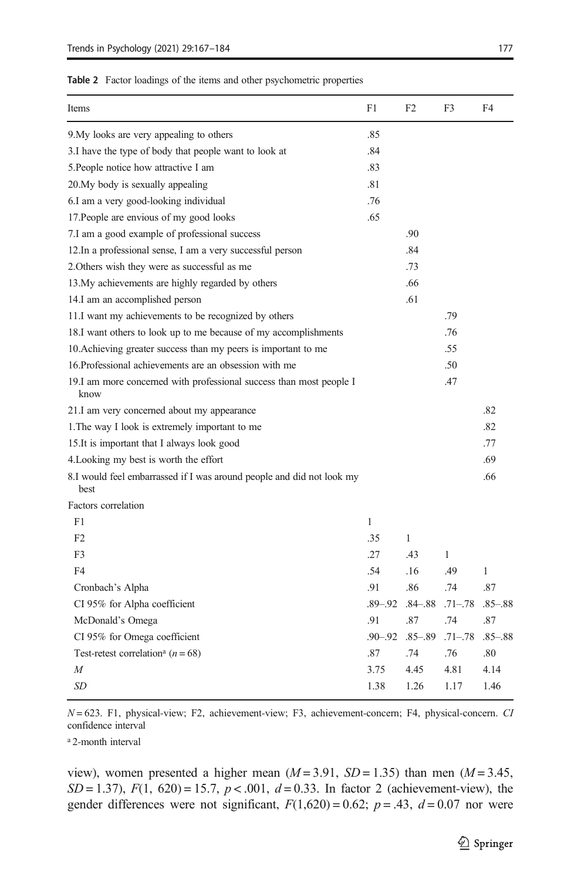**Table 2** Factor loadings of the items and other psychometric properties

| Items | F1 | F2 | F3 | F4 |
|---|---|---|---|---|
| 9.My looks are very appealing to others | .85 | | | |
| 3.I have the type of body that people want to look at | .84 | | | |
| 5.People notice how attractive I am | .83 | | | |
| 20.My body is sexually appealing | .81 | | | |
| 6.I am a very good-looking individual | .76 | | | |
| 17.People are envious of my good looks | .65 | | | |
| 7.I am a good example of professional success | | .90 | | |
| 12.In a professional sense, I am a very successful person | | .84 | | |
| 2.Others wish they were as successful as me | | .73 | | |
| 13.My achievements are highly regarded by others | | .66 | | |
| 14.I am an accomplished person | | .61 | | |
| 11.I want my achievements to be recognized by others | | | .79 | |
| 18.I want others to look up to me because of my accomplishments | | | .76 | |
| 10.Achieving greater success than my peers is important to me | | | .55 | |
| 16.Professional achievements are an obsession with me | | | .50 | |
| 19.I am more concerned with professional success than most people I know | | | .47 | |
| 21.I am very concerned about my appearance | | | | .82 |
| 1.The way I look is extremely important to me | | | | .82 |
| 15.It is important that I always look good | | | | .77 |
| 4.Looking my best is worth the effort | | | | .69 |
| 8.I would feel embarrassed if I was around people and did not look my best | | | | .66 |
| Factors correlation | | | | |
| F1 | 1 | | | |
| F2 | .35 | 1 | | |
| F3 | .27 | .43 | 1 | |
| F4 | .54 | .16 | .49 | 1 |
| Cronbach's Alpha | .91 | .86 | .74 | .87 |
| CI 95% for Alpha coefficient | .89–.92 | .84–.88 | .71–.78 | .85–.88 |
| McDonald's Omega | .91 | .87 | .74 | .87 |
| CI 95% for Omega coefficient | .90–.92 | .85–.89 | .71–.78 | .85–.88 |
| Test-retest correlation[a] ($n = 68$) | .87 | .74 | .76 | .80 |
| $M$ | 3.75 | 4.45 | 4.81 | 4.14 |
| $SD$ | 1.38 | 1.26 | 1.17 | 1.46 |

$N = 623$. F1, physical-view; F2, achievement-view; F3, achievement-concern; F4, physical-concern. *CI* confidence interval

[a] 2-month interval

view), women presented a higher mean ($M = 3.91$, $SD = 1.35$) than men ($M = 3.45$, $SD = 1.37$), $F(1, 620) = 15.7$, $p < .001$, $d = 0.33$. In factor 2 (achievement-view), the gender differences were not significant, $F(1,620) = 0.62$; $p = .43$, $d = 0.07$ nor were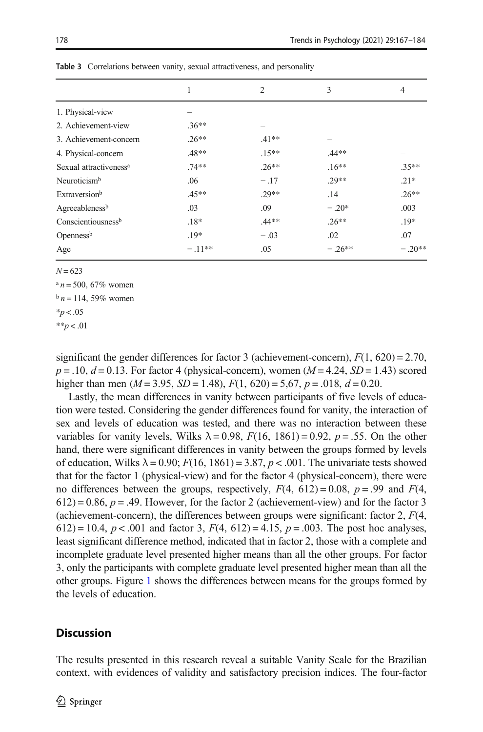**Table 3** Correlations between vanity, sexual attractiveness, and personality

| | 1 | 2 | 3 | 4 |
|---|---|---|---|---|
| 1. Physical-view | – | | | |
| 2. Achievement-view | .36** | – | | |
| 3. Achievement-concern | .26** | .41** | – | |
| 4. Physical-concern | .48** | .15** | .44** | – |
| Sexual attractiveness[a] | .74** | .26** | .16** | .35** |
| Neuroticism[b] | .06 | − .17 | .29** | .21* |
| Extraversion[b] | .45** | .29** | .14 | .26** |
| Agreeableness[b] | .03 | .09 | − .20* | .003 |
| Conscientiousness[b] | .18* | .44** | .26** | .19* |
| Openness[b] | .19* | − .03 | .02 | .07 |
| Age | − .11** | .05 | − .26** | − .20** |

$N = 623$

[a] $n = 500$, 67% women

[b] $n = 114$, 59% women

*$p < .05$

**$p < .01$

significant the gender differences for factor 3 (achievement-concern), $F(1, 620) = 2.70$, $p = .10$, $d = 0.13$. For factor 4 (physical-concern), women ($M = 4.24$, $SD = 1.43$) scored higher than men ($M = 3.95$, $SD = 1.48$), $F(1, 620) = 5{,}67$, $p = .018$, $d = 0.20$.

Lastly, the mean differences in vanity between participants of five levels of education were tested. Considering the gender differences found for vanity, the interaction of sex and levels of education was tested, and there was no interaction between these variables for vanity levels, Wilks $\lambda = 0.98$, $F(16, 1861) = 0.92$, $p = .55$. On the other hand, there were significant differences in vanity between the groups formed by levels of education, Wilks $\lambda = 0.90$; $F(16, 1861) = 3.87$, $p < .001$. The univariate tests showed that for the factor 1 (physical-view) and for the factor 4 (physical-concern), there were no differences between the groups, respectively, $F(4, 612) = 0.08$, $p = .99$ and $F(4, 612) = 0.86$, $p = .49$. However, for the factor 2 (achievement-view) and for the factor 3 (achievement-concern), the differences between groups were significant: factor 2, $F(4, 612) = 10.4$, $p < .001$ and factor 3, $F(4, 612) = 4.15$, $p = .003$. The post hoc analyses, least significant difference method, indicated that in factor 2, those with a complete and incomplete graduate level presented higher means than all the other groups. For factor 3, only the participants with complete graduate level presented higher mean than all the other groups. Figure 1 shows the differences between means for the groups formed by the levels of education.

## Discussion

The results presented in this research reveal a suitable Vanity Scale for the Brazilian context, with evidences of validity and satisfactory precision indices. The four-factor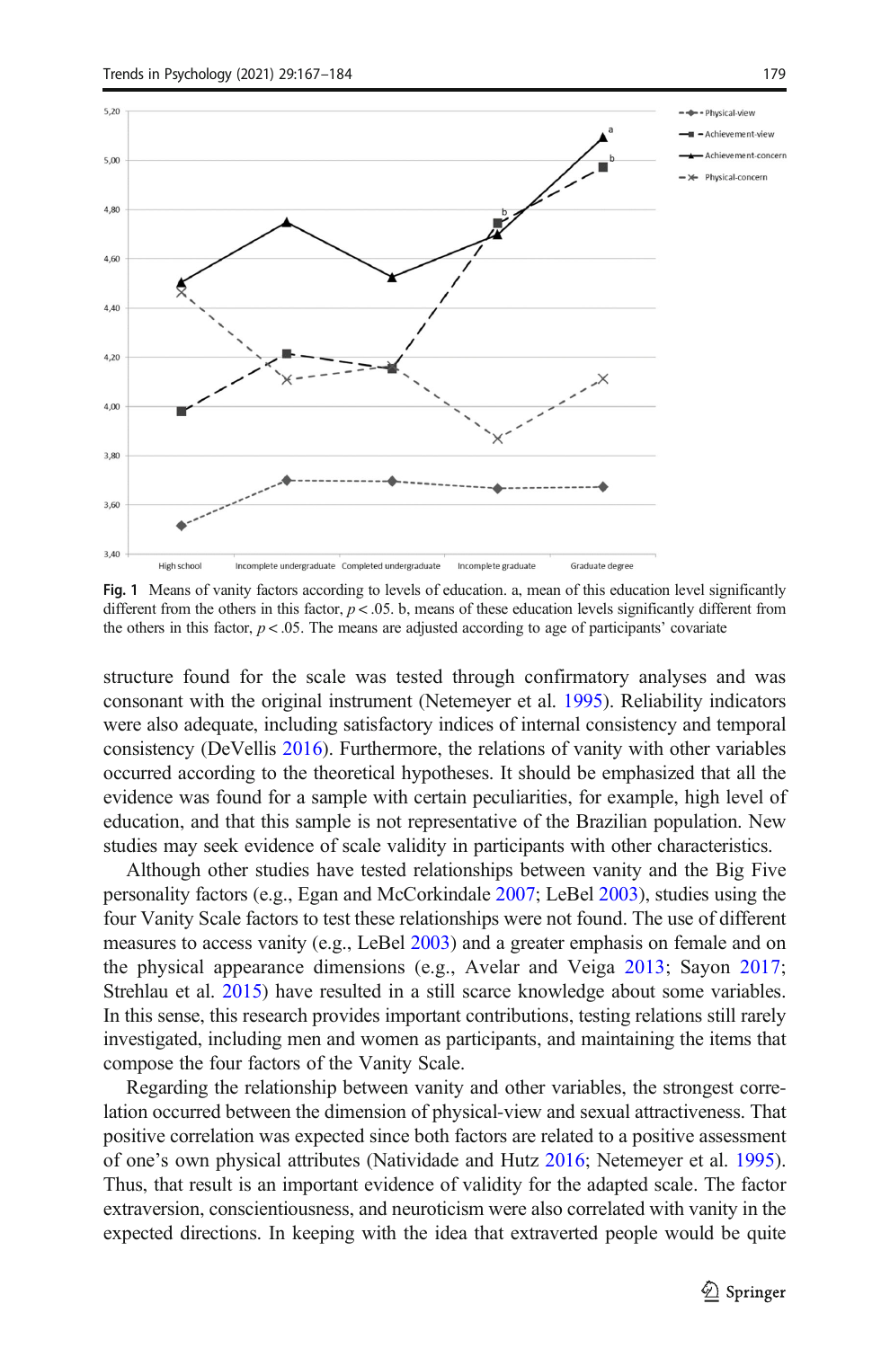Fig. 1 Means of vanity factors according to levels of education. a, mean of this education level significantly different from the others in this factor, $p < .05$. b, means of these education levels significantly different from the others in this factor, $p < .05$. The means are adjusted according to age of participants' covariate

structure found for the scale was tested through confirmatory analyses and was consonant with the original instrument (Netemeyer et al. 1995). Reliability indicators were also adequate, including satisfactory indices of internal consistency and temporal consistency (DeVellis 2016). Furthermore, the relations of vanity with other variables occurred according to the theoretical hypotheses. It should be emphasized that all the evidence was found for a sample with certain peculiarities, for example, high level of education, and that this sample is not representative of the Brazilian population. New studies may seek evidence of scale validity in participants with other characteristics.

Although other studies have tested relationships between vanity and the Big Five personality factors (e.g., Egan and McCorkindale 2007; LeBel 2003), studies using the four Vanity Scale factors to test these relationships were not found. The use of different measures to access vanity (e.g., LeBel 2003) and a greater emphasis on female and on the physical appearance dimensions (e.g., Avelar and Veiga 2013; Sayon 2017; Strehlau et al. 2015) have resulted in a still scarce knowledge about some variables. In this sense, this research provides important contributions, testing relations still rarely investigated, including men and women as participants, and maintaining the items that compose the four factors of the Vanity Scale.

Regarding the relationship between vanity and other variables, the strongest correlation occurred between the dimension of physical-view and sexual attractiveness. That positive correlation was expected since both factors are related to a positive assessment of one's own physical attributes (Natividade and Hutz 2016; Netemeyer et al. 1995). Thus, that result is an important evidence of validity for the adapted scale. The factor extraversion, conscientiousness, and neuroticism were also correlated with vanity in the expected directions. In keeping with the idea that extraverted people would be quite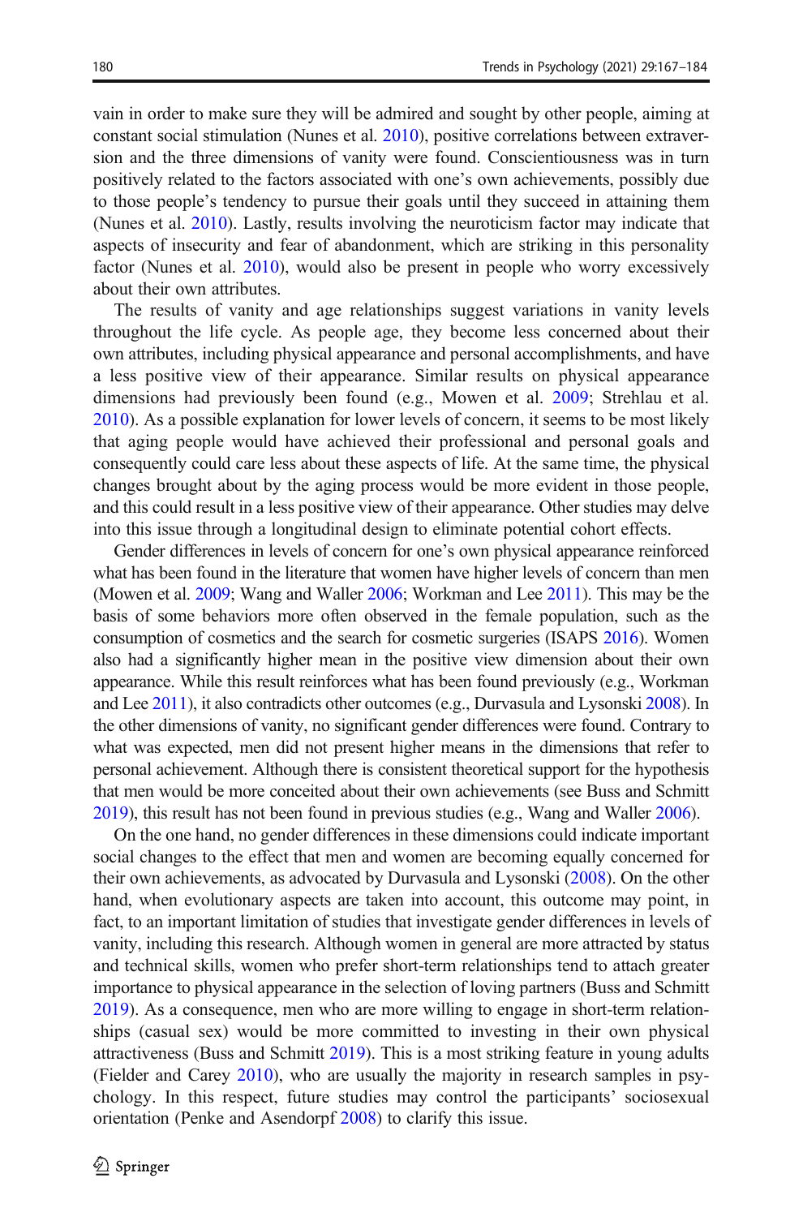vain in order to make sure they will be admired and sought by other people, aiming at constant social stimulation (Nunes et al. 2010), positive correlations between extraversion and the three dimensions of vanity were found. Conscientiousness was in turn positively related to the factors associated with one's own achievements, possibly due to those people's tendency to pursue their goals until they succeed in attaining them (Nunes et al. 2010). Lastly, results involving the neuroticism factor may indicate that aspects of insecurity and fear of abandonment, which are striking in this personality factor (Nunes et al. 2010), would also be present in people who worry excessively about their own attributes.

The results of vanity and age relationships suggest variations in vanity levels throughout the life cycle. As people age, they become less concerned about their own attributes, including physical appearance and personal accomplishments, and have a less positive view of their appearance. Similar results on physical appearance dimensions had previously been found (e.g., Mowen et al. 2009; Strehlau et al. 2010). As a possible explanation for lower levels of concern, it seems to be most likely that aging people would have achieved their professional and personal goals and consequently could care less about these aspects of life. At the same time, the physical changes brought about by the aging process would be more evident in those people, and this could result in a less positive view of their appearance. Other studies may delve into this issue through a longitudinal design to eliminate potential cohort effects.

Gender differences in levels of concern for one's own physical appearance reinforced what has been found in the literature that women have higher levels of concern than men (Mowen et al. 2009; Wang and Waller 2006; Workman and Lee 2011). This may be the basis of some behaviors more often observed in the female population, such as the consumption of cosmetics and the search for cosmetic surgeries (ISAPS 2016). Women also had a significantly higher mean in the positive view dimension about their own appearance. While this result reinforces what has been found previously (e.g., Workman and Lee 2011), it also contradicts other outcomes (e.g., Durvasula and Lysonski 2008). In the other dimensions of vanity, no significant gender differences were found. Contrary to what was expected, men did not present higher means in the dimensions that refer to personal achievement. Although there is consistent theoretical support for the hypothesis that men would be more conceited about their own achievements (see Buss and Schmitt 2019), this result has not been found in previous studies (e.g., Wang and Waller 2006).

On the one hand, no gender differences in these dimensions could indicate important social changes to the effect that men and women are becoming equally concerned for their own achievements, as advocated by Durvasula and Lysonski (2008). On the other hand, when evolutionary aspects are taken into account, this outcome may point, in fact, to an important limitation of studies that investigate gender differences in levels of vanity, including this research. Although women in general are more attracted by status and technical skills, women who prefer short-term relationships tend to attach greater importance to physical appearance in the selection of loving partners (Buss and Schmitt 2019). As a consequence, men who are more willing to engage in short-term relationships (casual sex) would be more committed to investing in their own physical attractiveness (Buss and Schmitt 2019). This is a most striking feature in young adults (Fielder and Carey 2010), who are usually the majority in research samples in psychology. In this respect, future studies may control the participants' sociosexual orientation (Penke and Asendorpf 2008) to clarify this issue.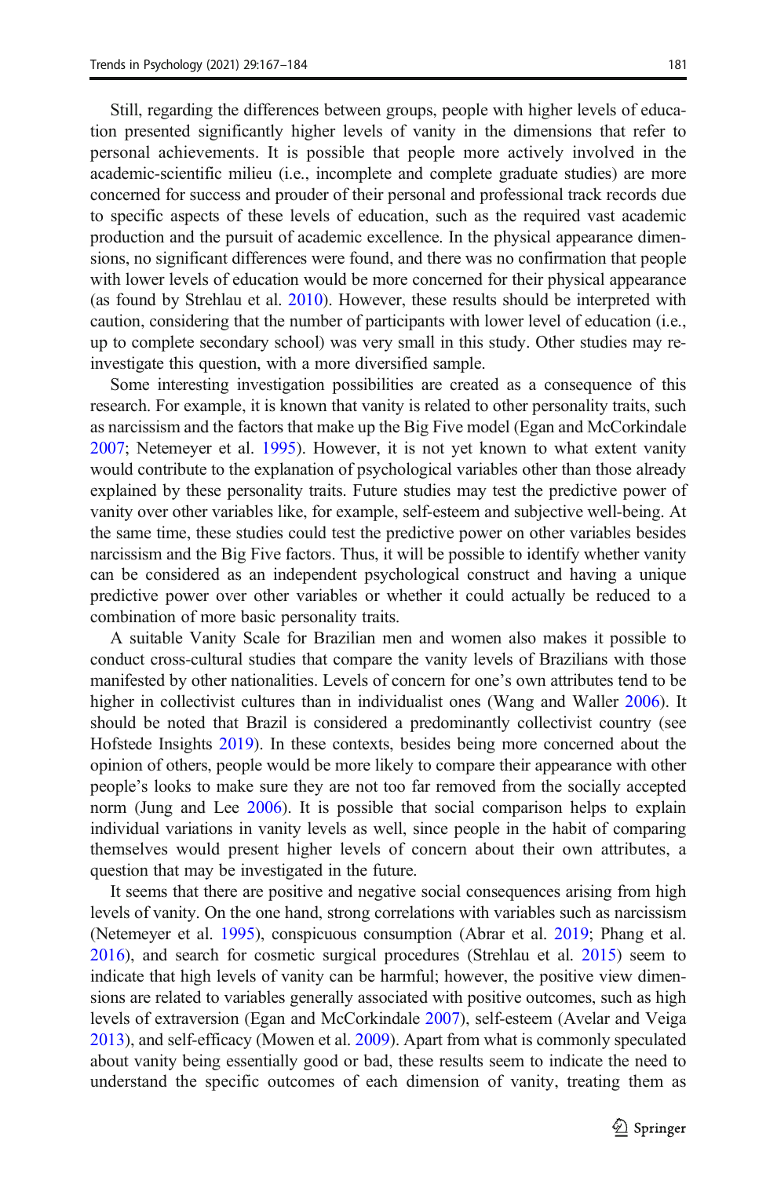Still, regarding the differences between groups, people with higher levels of education presented significantly higher levels of vanity in the dimensions that refer to personal achievements. It is possible that people more actively involved in the academic-scientific milieu (i.e., incomplete and complete graduate studies) are more concerned for success and prouder of their personal and professional track records due to specific aspects of these levels of education, such as the required vast academic production and the pursuit of academic excellence. In the physical appearance dimensions, no significant differences were found, and there was no confirmation that people with lower levels of education would be more concerned for their physical appearance (as found by Strehlau et al. 2010). However, these results should be interpreted with caution, considering that the number of participants with lower level of education (i.e., up to complete secondary school) was very small in this study. Other studies may re-investigate this question, with a more diversified sample.

Some interesting investigation possibilities are created as a consequence of this research. For example, it is known that vanity is related to other personality traits, such as narcissism and the factors that make up the Big Five model (Egan and McCorkindale 2007; Netemeyer et al. 1995). However, it is not yet known to what extent vanity would contribute to the explanation of psychological variables other than those already explained by these personality traits. Future studies may test the predictive power of vanity over other variables like, for example, self-esteem and subjective well-being. At the same time, these studies could test the predictive power on other variables besides narcissism and the Big Five factors. Thus, it will be possible to identify whether vanity can be considered as an independent psychological construct and having a unique predictive power over other variables or whether it could actually be reduced to a combination of more basic personality traits.

A suitable Vanity Scale for Brazilian men and women also makes it possible to conduct cross-cultural studies that compare the vanity levels of Brazilians with those manifested by other nationalities. Levels of concern for one's own attributes tend to be higher in collectivist cultures than in individualist ones (Wang and Waller 2006). It should be noted that Brazil is considered a predominantly collectivist country (see Hofstede Insights 2019). In these contexts, besides being more concerned about the opinion of others, people would be more likely to compare their appearance with other people's looks to make sure they are not too far removed from the socially accepted norm (Jung and Lee 2006). It is possible that social comparison helps to explain individual variations in vanity levels as well, since people in the habit of comparing themselves would present higher levels of concern about their own attributes, a question that may be investigated in the future.

It seems that there are positive and negative social consequences arising from high levels of vanity. On the one hand, strong correlations with variables such as narcissism (Netemeyer et al. 1995), conspicuous consumption (Abrar et al. 2019; Phang et al. 2016), and search for cosmetic surgical procedures (Strehlau et al. 2015) seem to indicate that high levels of vanity can be harmful; however, the positive view dimensions are related to variables generally associated with positive outcomes, such as high levels of extraversion (Egan and McCorkindale 2007), self-esteem (Avelar and Veiga 2013), and self-efficacy (Mowen et al. 2009). Apart from what is commonly speculated about vanity being essentially good or bad, these results seem to indicate the need to understand the specific outcomes of each dimension of vanity, treating them as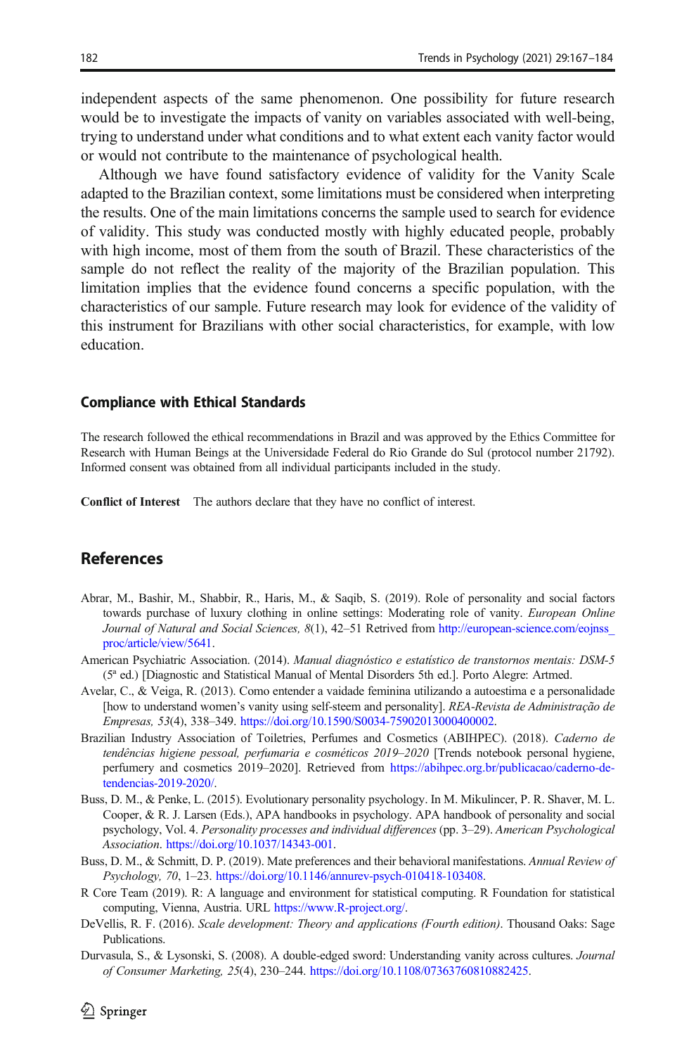independent aspects of the same phenomenon. One possibility for future research would be to investigate the impacts of vanity on variables associated with well-being, trying to understand under what conditions and to what extent each vanity factor would or would not contribute to the maintenance of psychological health.

Although we have found satisfactory evidence of validity for the Vanity Scale adapted to the Brazilian context, some limitations must be considered when interpreting the results. One of the main limitations concerns the sample used to search for evidence of validity. This study was conducted mostly with highly educated people, probably with high income, most of them from the south of Brazil. These characteristics of the sample do not reflect the reality of the majority of the Brazilian population. This limitation implies that the evidence found concerns a specific population, with the characteristics of our sample. Future research may look for evidence of the validity of this instrument for Brazilians with other social characteristics, for example, with low education.

### Compliance with Ethical Standards

The research followed the ethical recommendations in Brazil and was approved by the Ethics Committee for Research with Human Beings at the Universidade Federal do Rio Grande do Sul (protocol number 21792). Informed consent was obtained from all individual participants included in the study.

**Conflict of Interest** The authors declare that they have no conflict of interest.

## References

Abrar, M., Bashir, M., Shabbir, R., Haris, M., & Saqib, S. (2019). Role of personality and social factors towards purchase of luxury clothing in online settings: Moderating role of vanity. *European Online Journal of Natural and Social Sciences, 8*(1), 42–51 Retrieved from http://european-science.com/eojnss_proc/article/view/5641.

American Psychiatric Association. (2014). *Manual diagnóstico e estatístico de transtornos mentais: DSM-5* (5ª ed.) [Diagnostic and Statistical Manual of Mental Disorders 5th ed.]. Porto Alegre: Artmed.

Avelar, C., & Veiga, R. (2013). Como entender a vaidade feminina utilizando a autoestima e a personalidade [how to understand women's vanity using self-steem and personality]. *REA-Revista de Administração de Empresas, 53*(4), 338–349. https://doi.org/10.1590/S0034-75902013000400002.

Brazilian Industry Association of Toiletries, Perfumes and Cosmetics (ABIHPEC). (2018). *Caderno de tendências higiene pessoal, perfumaria e cosméticos 2019–2020* [Trends notebook personal hygiene, perfumery and cosmetics 2019–2020]. Retrieved from https://abihpec.org.br/publicacao/caderno-de-tendencias-2019-2020/.

Buss, D. M., & Penke, L. (2015). Evolutionary personality psychology. In M. Mikulincer, P. R. Shaver, M. L. Cooper, & R. J. Larsen (Eds.), APA handbooks in psychology. APA handbook of personality and social psychology, Vol. 4. *Personality processes and individual differences* (pp. 3–29). *American Psychological Association*. https://doi.org/10.1037/14343-001.

Buss, D. M., & Schmitt, D. P. (2019). Mate preferences and their behavioral manifestations. *Annual Review of Psychology, 70*, 1–23. https://doi.org/10.1146/annurev-psych-010418-103408.

R Core Team (2019). R: A language and environment for statistical computing. R Foundation for statistical computing, Vienna, Austria. URL https://www.R-project.org/.

DeVellis, R. F. (2016). *Scale development: Theory and applications (Fourth edition)*. Thousand Oaks: Sage Publications.

Durvasula, S., & Lysonski, S. (2008). A double-edged sword: Understanding vanity across cultures. *Journal of Consumer Marketing, 25*(4), 230–244. https://doi.org/10.1108/07363760810882425.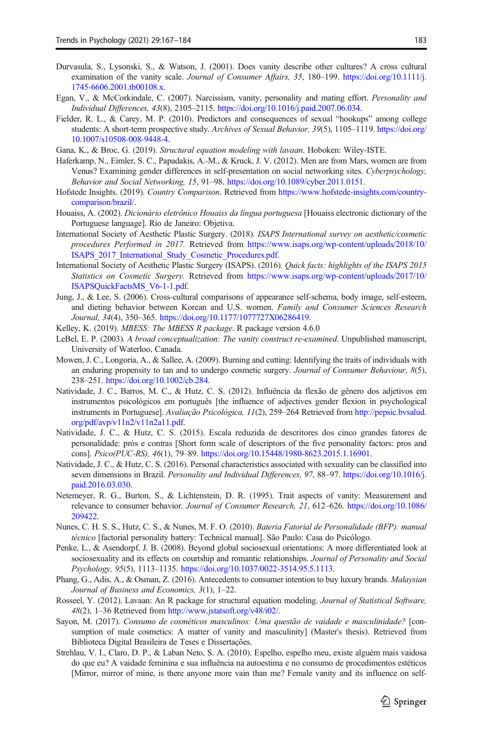Durvasula, S., Lysonski, S., & Watson, J. (2001). Does vanity describe other cultures? A cross cultural examination of the vanity scale. *Journal of Consumer Affairs, 35*, 180–199. https://doi.org/10.1111/j.1745-6606.2001.tb00108.x.

Egan, V., & McCorkindale, C. (2007). Narcissism, vanity, personality and mating effort. *Personality and Individual Differences, 43*(8), 2105–2115. https://doi.org/10.1016/j.paid.2007.06.034.

Fielder, R. L., & Carey, M. P. (2010). Predictors and consequences of sexual "hookups" among college students: A short-term prospective study. *Archives of Sexual Behavior, 39*(5), 1105–1119. https://doi.org/10.1007/s10508-008-9448-4.

Gana, K., & Broc, G. (2019). *Structural equation modeling with lavaan*. Hoboken: Wiley-ISTE.

Haferkamp, N., Eimler, S. C., Papadakis, A.-M., & Kruck, J. V. (2012). Men are from Mars, women are from Venus? Examining gender differences in self-presentation on social networking sites. *Cyberpsychology, Behavior and Social Networking, 15*, 91–98. https://doi.org/10.1089/cyber.2011.0151.

Hofstede Insights. (2019). *Country Comparison*. Retrieved from https://www.hofstede-insights.com/country-comparison/brazil/.

Houaiss, A. (2002). *Dicionário eletrônico Houaiss da língua portuguesa* [Houaiss electronic dictionary of the Portuguese language]. Rio de Janeiro: Objetiva.

International Society of Aesthetic Plastic Surgery. (2018). *ISAPS International survey on aesthetic/cosmetic procedures Performed in 2017.* Retrieved from https://www.isaps.org/wp-content/uploads/2018/10/ISAPS_2017_International_Study_Cosmetic_Procedures.pdf.

International Society of Aesthetic Plastic Surgery (ISAPS). (2016). *Quick facts: highlights of the ISAPS 2015 Statistics on Cosmetic Surgery.* Retrieved from https://www.isaps.org/wp-content/uploads/2017/10/ISAPSQuickFactsMS_V6-1-1.pdf.

Jung, J., & Lee, S. (2006). Cross-cultural comparisons of appearance self-schema, body image, self-esteem, and dieting behavior between Korean and U.S. women. *Family and Consumer Sciences Research Journal, 34*(4), 350–365. https://doi.org/10.1177/1077727X06286419.

Kelley, K. (2019). *MBESS: The MBESS R package*. R package version 4.6.0

LeBel, E. P. (2003). *A broad conceptualization: The vanity construct re-examined*. Unpublished manuscript, University of Waterloo, Canada.

Mowen, J. C., Longoria, A., & Sallee, A. (2009). Burning and cutting: Identifying the traits of individuals with an enduring propensity to tan and to undergo cosmetic surgery. *Journal of Consumer Behaviour, 8*(5), 238–251. https://doi.org/10.1002/cb.284.

Natividade, J. C., Barros, M. C., & Hutz, C. S. (2012). Influência da flexão de gênero dos adjetivos em instrumentos psicológicos em português [the influence of adjectives gender flexion in psychological instruments in Portuguese]. *Avaliação Psicológica, 11*(2), 259–264 Retrieved from http://pepsic.bvsalud.org/pdf/avp/v11n2/v11n2a11.pdf.

Natividade, J. C., & Hutz, C. S. (2015). Escala reduzida de descritores dos cinco grandes fatores de personalidade: prós e contras [Short form scale of descriptors of the five personality factors: pros and cons]. *Psico(PUC-RS), 46*(1), 79–89. https://doi.org/10.15448/1980-8623.2015.1.16901.

Natividade, J. C., & Hutz, C. S. (2016). Personal characteristics associated with sexuality can be classified into seven dimensions in Brazil. *Personality and Individual Differences, 97*, 88–97. https://doi.org/10.1016/j.paid.2016.03.030.

Netemeyer, R. G., Burton, S., & Lichtenstein, D. R. (1995). Trait aspects of vanity: Measurement and relevance to consumer behavior. *Journal of Consumer Research, 21*, 612–626. https://doi.org/10.1086/209422.

Nunes, C. H. S. S., Hutz, C. S., & Nunes, M. F. O. (2010). *Bateria Fatorial de Personalidade (BFP): manual técnico* [factorial personality battery: Technical manual]. São Paulo: Casa do Psicólogo.

Penke, L., & Asendorpf, J. B. (2008). Beyond global sociosexual orientations: A more differentiated look at sociosexuality and its effects on courtship and romantic relationships. *Journal of Personality and Social Psychology, 95*(5), 1113–1135. https://doi.org/10.1037/0022-3514.95.5.1113.

Phang, G., Adis, A., & Osman, Z. (2016). Antecedents to consumer intention to buy luxury brands. *Malaysian Journal of Business and Economics, 3*(1), 1–22.

Rosseel, Y. (2012). Lavaan: An R package for structural equation modeling. *Journal of Statistical Software, 48*(2), 1–36 Retrieved from http://www.jstatsoft.org/v48/i02/.

Sayon, M. (2017). *Consumo de cosméticos masculinos: Uma questão de vaidade e masculinidade?* [consumption of male cosmetics: A matter of vanity and masculinity] (Master's thesis). Retrieved from Biblioteca Digital Brasileira de Teses e Dissertações.

Strehlau, V. I., Claro, D. P., & Laban Neto, S. A. (2010). Espelho, espelho meu, existe alguém mais vaidosa do que eu? A vaidade feminina e sua influência na autoestima e no consumo de procedimentos estéticos [Mirror, mirror of mine, is there anyone more vain than me? Female vanity and its influence on self-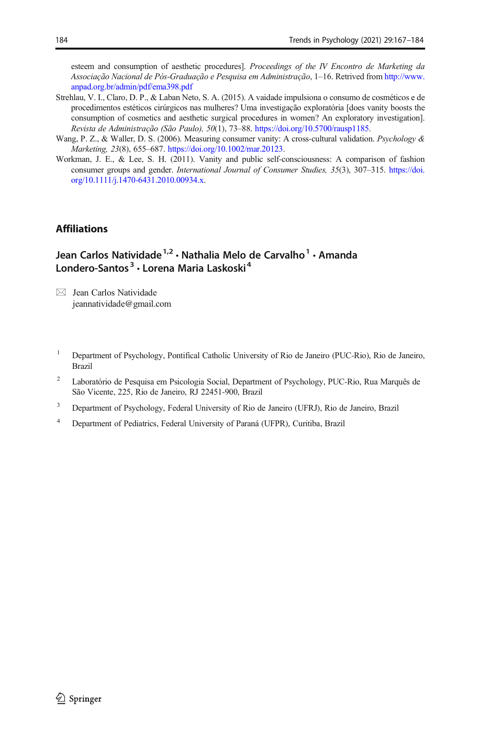esteem and consumption of aesthetic procedures]. *Proceedings of the IV Encontro de Marketing da Associação Nacional de Pós-Graduação e Pesquisa em Administração*, 1–16. Retrived from http://www.anpad.org.br/admin/pdf/ema398.pdf

Strehlau, V. I., Claro, D. P., & Laban Neto, S. A. (2015). A vaidade impulsiona o consumo de cosméticos e de procedimentos estéticos cirúrgicos nas mulheres? Uma investigação exploratória [does vanity boosts the consumption of cosmetics and aesthetic surgical procedures in women? An exploratory investigation]. *Revista de Administração (São Paulo), 50*(1), 73–88. https://doi.org/10.5700/rausp1185.

Wang, P. Z., & Waller, D. S. (2006). Measuring consumer vanity: A cross-cultural validation. *Psychology & Marketing, 23*(8), 655–687. https://doi.org/10.1002/mar.20123.

Workman, J. E., & Lee, S. H. (2011). Vanity and public self-consciousness: A comparison of fashion consumer groups and gender. *International Journal of Consumer Studies, 35*(3), 307–315. https://doi.org/10.1111/j.1470-6431.2010.00934.x.

## Affiliations

**Jean Carlos Natividade [1,2] · Nathalia Melo de Carvalho [1] · Amanda Londero-Santos [3] · Lorena Maria Laskoski [4]**

✉ Jean Carlos Natividade
jeannatividade@gmail.com

1. Department of Psychology, Pontifical Catholic University of Rio de Janeiro (PUC-Rio), Rio de Janeiro, Brazil
2. Laboratório de Pesquisa em Psicologia Social, Department of Psychology, PUC-Rio, Rua Marquês de São Vicente, 225, Rio de Janeiro, RJ 22451-900, Brazil
3. Department of Psychology, Federal University of Rio de Janeiro (UFRJ), Rio de Janeiro, Brazil
4. Department of Pediatrics, Federal University of Paraná (UFPR), Curitiba, Brazil